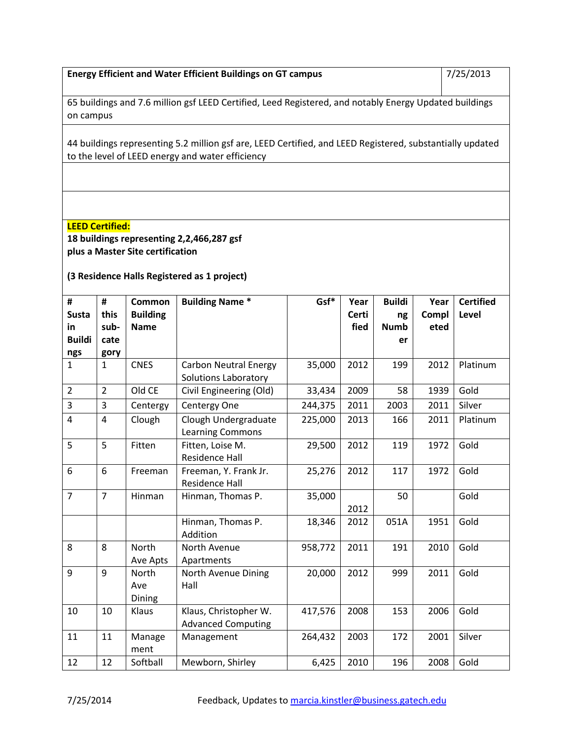**Energy Efficient and Water Efficient Buildings on GT campus** 7/25/2013

65 buildings and 7.6 million gsf LEED Certified, Leed Registered, and notably Energy Updated buildings on campus

44 buildings representing 5.2 million gsf are, LEED Certified, and LEED Registered, substantially updated to the level of LEED energy and water efficiency

**LEED Certified:**

**18 buildings representing 2,2,466,287 gsf**
**plus a Master Site certification**

**(3 Residence Halls Registered as 1 project)**

| # Susta in Buildings | # this sub-category | Common Building Name | Building Name * | Gsf* | Year Certified | Building Number | Year Completed | Certified Level |
|---|---|---|---|---|---|---|---|---|
| 1 | 1 | CNES | Carbon Neutral Energy Solutions Laboratory | 35,000 | 2012 | 199 | 2012 | Platinum |
| 2 | 2 | Old CE | Civil Engineering (Old) | 33,434 | 2009 | 58 | 1939 | Gold |
| 3 | 3 | Centergy | Centergy One | 244,375 | 2011 | 2003 | 2011 | Silver |
| 4 | 4 | Clough | Clough Undergraduate Learning Commons | 225,000 | 2013 | 166 | 2011 | Platinum |
| 5 | 5 | Fitten | Fitten, Loise M. Residence Hall | 29,500 | 2012 | 119 | 1972 | Gold |
| 6 | 6 | Freeman | Freeman, Y. Frank Jr. Residence Hall | 25,276 | 2012 | 117 | 1972 | Gold |
| 7 | 7 | Hinman | Hinman, Thomas P. | 35,000 | 2012 | 50 | | Gold |
| | | | Hinman, Thomas P. Addition | 18,346 | 2012 | 051A | 1951 | Gold |
| 8 | 8 | North Ave Apts | North Avenue Apartments | 958,772 | 2011 | 191 | 2010 | Gold |
| 9 | 9 | North Ave Dining | North Avenue Dining Hall | 20,000 | 2012 | 999 | 2011 | Gold |
| 10 | 10 | Klaus | Klaus, Christopher W. Advanced Computing | 417,576 | 2008 | 153 | 2006 | Gold |
| 11 | 11 | Management | Management | 264,432 | 2003 | 172 | 2001 | Silver |
| 12 | 12 | Softball | Mewborn, Shirley | 6,425 | 2010 | 196 | 2008 | Gold |

7/25/2014 Feedback, Updates to marcia.kinstler@business.gatech.edu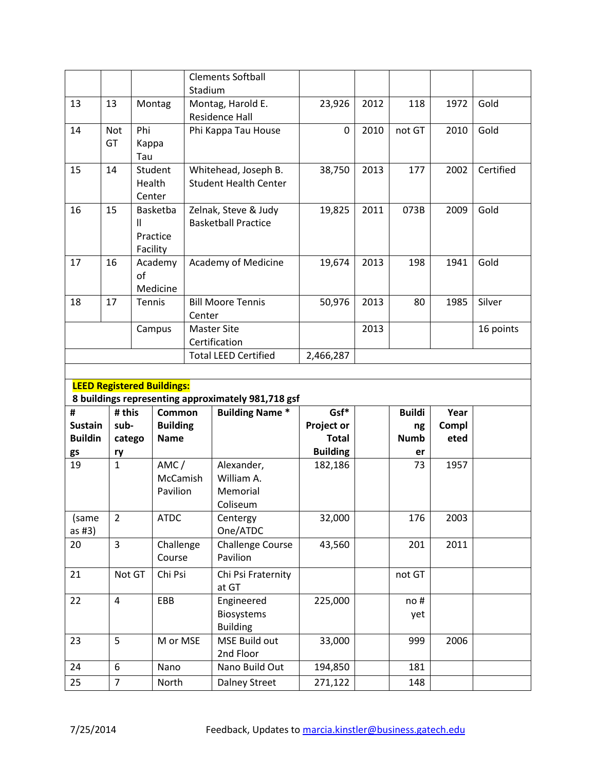| | | | Clements Softball Stadium | | | | | |
|---|---|---|---|---|---|---|---|---|
| 13 | 13 | Montag | Montag, Harold E. Residence Hall | 23,926 | 2012 | 118 | 1972 | Gold |
| 14 | Not GT | Phi Kappa Tau | Phi Kappa Tau House | 0 | 2010 | not GT | 2010 | Gold |
| 15 | 14 | Student Health Center | Whitehead, Joseph B. Student Health Center | 38,750 | 2013 | 177 | 2002 | Certified |
| 16 | 15 | Basketball Practice Facility | Zelnak, Steve & Judy Basketball Practice | 19,825 | 2011 | 073B | 2009 | Gold |
| 17 | 16 | Academy of Medicine | Academy of Medicine | 19,674 | 2013 | 198 | 1941 | Gold |
| 18 | 17 | Tennis | Bill Moore Tennis Center | 50,976 | 2013 | 80 | 1985 | Silver |
| | | Campus | Master Site Certification | | 2013 | | | 16 points |
| | | | Total LEED Certified | 2,466,287 | | | | |

**LEED Registered Buildings:**
**8 buildings representing approximately 981,718 gsf**

| # Sustain Buildings | # this sub-category | Common Building Name | Building Name * | Gsf* Project or Total Building | | Building Number | Year Completed | |
|---|---|---|---|---|---|---|---|---|
| 19 | 1 | AMC / McCamish Pavilion | Alexander, William A. Memorial Coliseum | 182,186 | | 73 | 1957 | |
| (same as #3) | 2 | ATDC | Centergy One/ATDC | 32,000 | | 176 | 2003 | |
| 20 | 3 | Challenge Course | Challenge Course Pavilion | 43,560 | | 201 | 2011 | |
| 21 | Not GT | Chi Psi | Chi Psi Fraternity at GT | | | not GT | | |
| 22 | 4 | EBB | Engineered Biosystems Building | 225,000 | | no # yet | | |
| 23 | 5 | M or MSE | MSE Build out 2nd Floor | 33,000 | | 999 | 2006 | |
| 24 | 6 | Nano | Nano Build Out | 194,850 | | 181 | | |
| 25 | 7 | North | Dalney Street | 271,122 | | 148 | | |

7/25/2014 Feedback, Updates to marcia.kinstler@business.gatech.edu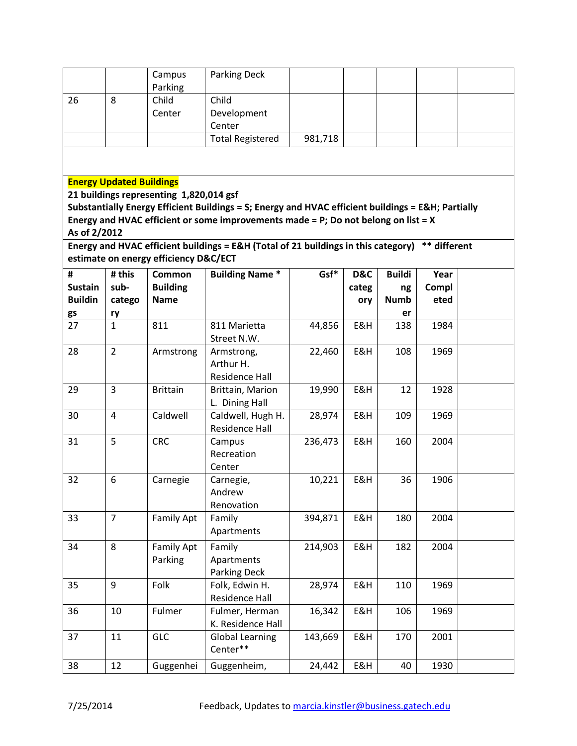|  |  | Campus Parking | Parking Deck |  |  |  |  |  |
|---|---|---|---|---|---|---|---|---|
| 26 | 8 | Child Center | Child Development Center |  |  |  |  |  |
|  |  |  | Total Registered | 981,718 |  |  |  |  |

**Energy Updated Buildings**
**21 buildings representing 1,820,014 gsf**
**Substantially Energy Efficient Buildings = S; Energy and HVAC efficient buildings = E&H; Partially Energy and HVAC efficient or some improvements made = P; Do not belong on list = X**
**As of 2/2012**

**Energy and HVAC efficient buildings = E&H (Total of 21 buildings in this category) ** different estimate on energy efficiency D&C/ECT**

| # Sustain Buildings | # this sub-category | Common Building Name | Building Name * | Gsf* | D&C category | Building Number | Year Completed |  |
|---|---|---|---|---|---|---|---|---|
| 27 | 1 | 811 | 811 Marietta Street N.W. | 44,856 | E&H | 138 | 1984 |  |
| 28 | 2 | Armstrong | Armstrong, Arthur H. Residence Hall | 22,460 | E&H | 108 | 1969 |  |
| 29 | 3 | Brittain | Brittain, Marion L. Dining Hall | 19,990 | E&H | 12 | 1928 |  |
| 30 | 4 | Caldwell | Caldwell, Hugh H. Residence Hall | 28,974 | E&H | 109 | 1969 |  |
| 31 | 5 | CRC | Campus Recreation Center | 236,473 | E&H | 160 | 2004 |  |
| 32 | 6 | Carnegie | Carnegie, Andrew Renovation | 10,221 | E&H | 36 | 1906 |  |
| 33 | 7 | Family Apt | Family Apartments | 394,871 | E&H | 180 | 2004 |  |
| 34 | 8 | Family Apt Parking | Family Apartments Parking Deck | 214,903 | E&H | 182 | 2004 |  |
| 35 | 9 | Folk | Folk, Edwin H. Residence Hall | 28,974 | E&H | 110 | 1969 |  |
| 36 | 10 | Fulmer | Fulmer, Herman K. Residence Hall | 16,342 | E&H | 106 | 1969 |  |
| 37 | 11 | GLC | Global Learning Center** | 143,669 | E&H | 170 | 2001 |  |
| 38 | 12 | Guggenhei | Guggenheim, | 24,442 | E&H | 40 | 1930 |  |

7/25/2014 Feedback, Updates to [marcia.kinstler@business.gatech.edu](mailto:marcia.kinstler@business.gatech.edu)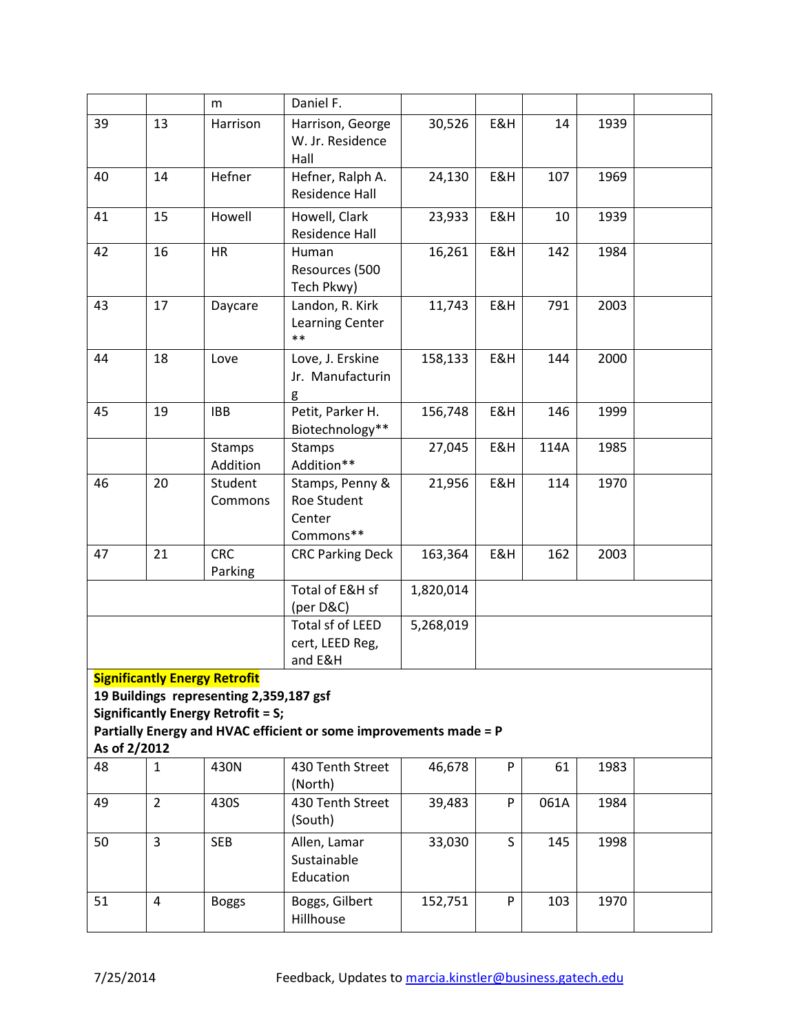| | | m | Daniel F. | | | | | |
|---|---|---|---|---|---|---|---|---|
| 39 | 13 | Harrison | Harrison, George W. Jr. Residence Hall | 30,526 | E&H | 14 | 1939 | |
| 40 | 14 | Hefner | Hefner, Ralph A. Residence Hall | 24,130 | E&H | 107 | 1969 | |
| 41 | 15 | Howell | Howell, Clark Residence Hall | 23,933 | E&H | 10 | 1939 | |
| 42 | 16 | HR | Human Resources (500 Tech Pkwy) | 16,261 | E&H | 142 | 1984 | |
| 43 | 17 | Daycare | Landon, R. Kirk Learning Center ** | 11,743 | E&H | 791 | 2003 | |
| 44 | 18 | Love | Love, J. Erskine Jr. Manufacturing | 158,133 | E&H | 144 | 2000 | |
| 45 | 19 | IBB | Petit, Parker H. Biotechnology** | 156,748 | E&H | 146 | 1999 | |
| | | Stamps Addition | Stamps Addition** | 27,045 | E&H | 114A | 1985 | |
| 46 | 20 | Student Commons | Stamps, Penny & Roe Student Center Commons** | 21,956 | E&H | 114 | 1970 | |
| 47 | 21 | CRC Parking | CRC Parking Deck | 163,364 | E&H | 162 | 2003 | |
| | | | Total of E&H sf (per D&C) | 1,820,014 | | | | |
| | | | Total sf of LEED cert, LEED Reg, and E&H | 5,268,019 | | | | |

**Significantly Energy Retrofit**
**19 Buildings representing 2,359,187 gsf**
**Significantly Energy Retrofit = S;**
**Partially Energy and HVAC efficient or some improvements made = P**
**As of 2/2012**

| | | | | | | | | |
|---|---|---|---|---|---|---|---|---|
| 48 | 1 | 430N | 430 Tenth Street (North) | 46,678 | P | 61 | 1983 | |
| 49 | 2 | 430S | 430 Tenth Street (South) | 39,483 | P | 061A | 1984 | |
| 50 | 3 | SEB | Allen, Lamar Sustainable Education | 33,030 | S | 145 | 1998 | |
| 51 | 4 | Boggs | Boggs, Gilbert Hillhouse | 152,751 | P | 103 | 1970 | |

7/25/2014 Feedback, Updates to marcia.kinstler@business.gatech.edu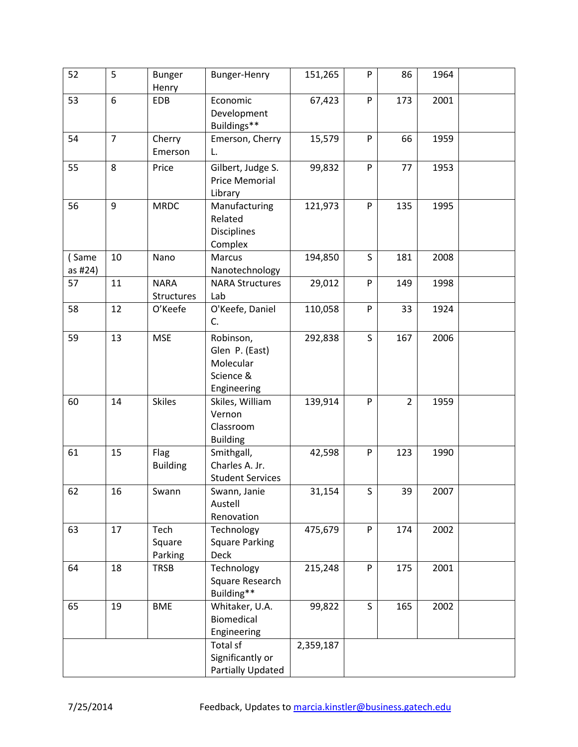| 52 | 5 | Bunger Henry | Bunger-Henry | 151,265 | P | 86 | 1964 | |
|---|---|---|---|---|---|---|---|---|
| 53 | 6 | EDB | Economic Development Buildings** | 67,423 | P | 173 | 2001 | |
| 54 | 7 | Cherry Emerson | Emerson, Cherry L. | 15,579 | P | 66 | 1959 | |
| 55 | 8 | Price | Gilbert, Judge S. Price Memorial Library | 99,832 | P | 77 | 1953 | |
| 56 | 9 | MRDC | Manufacturing Related Disciplines Complex | 121,973 | P | 135 | 1995 | |
| ( Same as #24) | 10 | Nano | Marcus Nanotechnology | 194,850 | S | 181 | 2008 | |
| 57 | 11 | NARA Structures | NARA Structures Lab | 29,012 | P | 149 | 1998 | |
| 58 | 12 | O'Keefe | O'Keefe, Daniel C. | 110,058 | P | 33 | 1924 | |
| 59 | 13 | MSE | Robinson, Glen P. (East) Molecular Science & Engineering | 292,838 | S | 167 | 2006 | |
| 60 | 14 | Skiles | Skiles, William Vernon Classroom Building | 139,914 | P | 2 | 1959 | |
| 61 | 15 | Flag Building | Smithgall, Charles A. Jr. Student Services | 42,598 | P | 123 | 1990 | |
| 62 | 16 | Swann | Swann, Janie Austell Renovation | 31,154 | S | 39 | 2007 | |
| 63 | 17 | Tech Square Parking | Technology Square Parking Deck | 475,679 | P | 174 | 2002 | |
| 64 | 18 | TRSB | Technology Square Research Building** | 215,248 | P | 175 | 2001 | |
| 65 | 19 | BME | Whitaker, U.A. Biomedical Engineering | 99,822 | S | 165 | 2002 | |
| | | | Total sf Significantly or Partially Updated | 2,359,187 | | | | |

7/25/2014 Feedback, Updates to marcia.kinstler@business.gatech.edu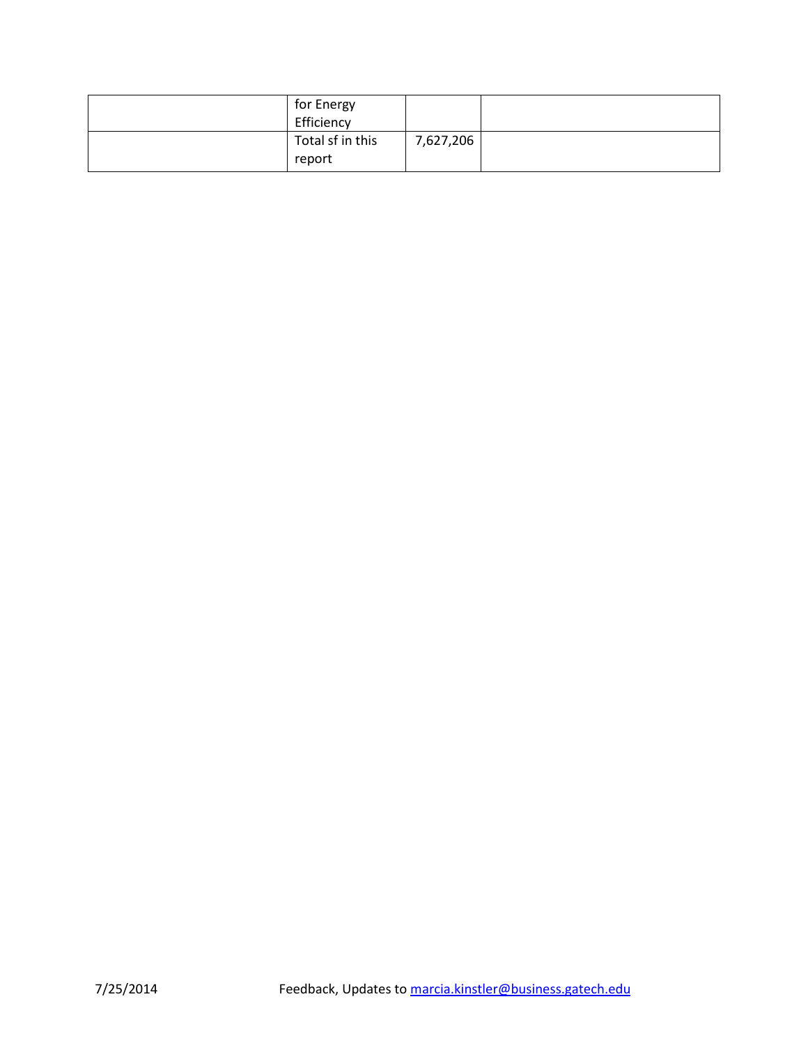| | | | |
|---|---|---|---|
| | for Energy Efficiency | | |
| | Total sf in this report | 7,627,206 | |

7/25/2014 Feedback, Updates to marcia.kinstler@business.gatech.edu